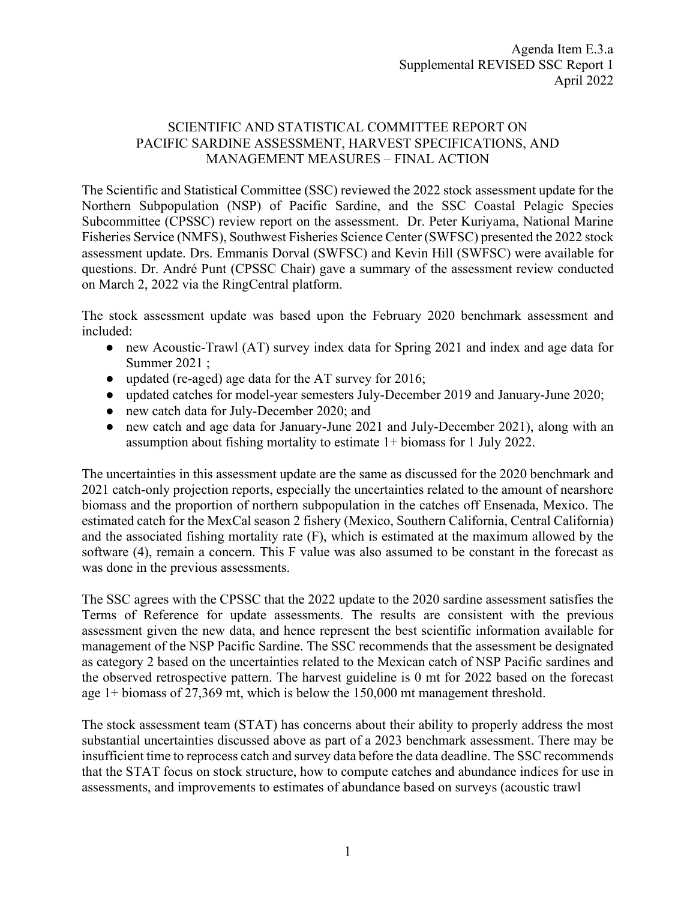Agenda Item E.3.a
Supplemental REVISED SSC Report 1
April 2022

# SCIENTIFIC AND STATISTICAL COMMITTEE REPORT ON PACIFIC SARDINE ASSESSMENT, HARVEST SPECIFICATIONS, AND MANAGEMENT MEASURES – FINAL ACTION

The Scientific and Statistical Committee (SSC) reviewed the 2022 stock assessment update for the Northern Subpopulation (NSP) of Pacific Sardine, and the SSC Coastal Pelagic Species Subcommittee (CPSSC) review report on the assessment. Dr. Peter Kuriyama, National Marine Fisheries Service (NMFS), Southwest Fisheries Science Center (SWFSC) presented the 2022 stock assessment update. Drs. Emmanis Dorval (SWFSC) and Kevin Hill (SWFSC) were available for questions. Dr. André Punt (CPSSC Chair) gave a summary of the assessment review conducted on March 2, 2022 via the RingCentral platform.

The stock assessment update was based upon the February 2020 benchmark assessment and included:

- new Acoustic-Trawl (AT) survey index data for Spring 2021 and index and age data for Summer 2021 ;
- updated (re-aged) age data for the AT survey for 2016;
- updated catches for model-year semesters July-December 2019 and January-June 2020;
- new catch data for July-December 2020; and
- new catch and age data for January-June 2021 and July-December 2021), along with an assumption about fishing mortality to estimate 1+ biomass for 1 July 2022.

The uncertainties in this assessment update are the same as discussed for the 2020 benchmark and 2021 catch-only projection reports, especially the uncertainties related to the amount of nearshore biomass and the proportion of northern subpopulation in the catches off Ensenada, Mexico. The estimated catch for the MexCal season 2 fishery (Mexico, Southern California, Central California) and the associated fishing mortality rate (F), which is estimated at the maximum allowed by the software (4), remain a concern. This F value was also assumed to be constant in the forecast as was done in the previous assessments.

The SSC agrees with the CPSSC that the 2022 update to the 2020 sardine assessment satisfies the Terms of Reference for update assessments. The results are consistent with the previous assessment given the new data, and hence represent the best scientific information available for management of the NSP Pacific Sardine. The SSC recommends that the assessment be designated as category 2 based on the uncertainties related to the Mexican catch of NSP Pacific sardines and the observed retrospective pattern. The harvest guideline is 0 mt for 2022 based on the forecast age 1+ biomass of 27,369 mt, which is below the 150,000 mt management threshold.

The stock assessment team (STAT) has concerns about their ability to properly address the most substantial uncertainties discussed above as part of a 2023 benchmark assessment. There may be insufficient time to reprocess catch and survey data before the data deadline. The SSC recommends that the STAT focus on stock structure, how to compute catches and abundance indices for use in assessments, and improvements to estimates of abundance based on surveys (acoustic trawl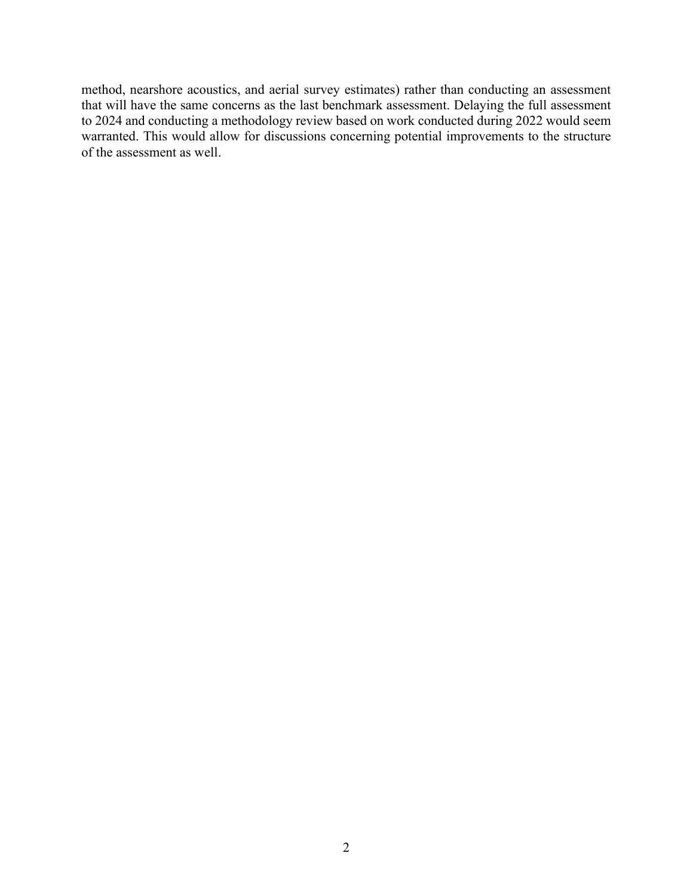method, nearshore acoustics, and aerial survey estimates) rather than conducting an assessment that will have the same concerns as the last benchmark assessment. Delaying the full assessment to 2024 and conducting a methodology review based on work conducted during 2022 would seem warranted. This would allow for discussions concerning potential improvements to the structure of the assessment as well.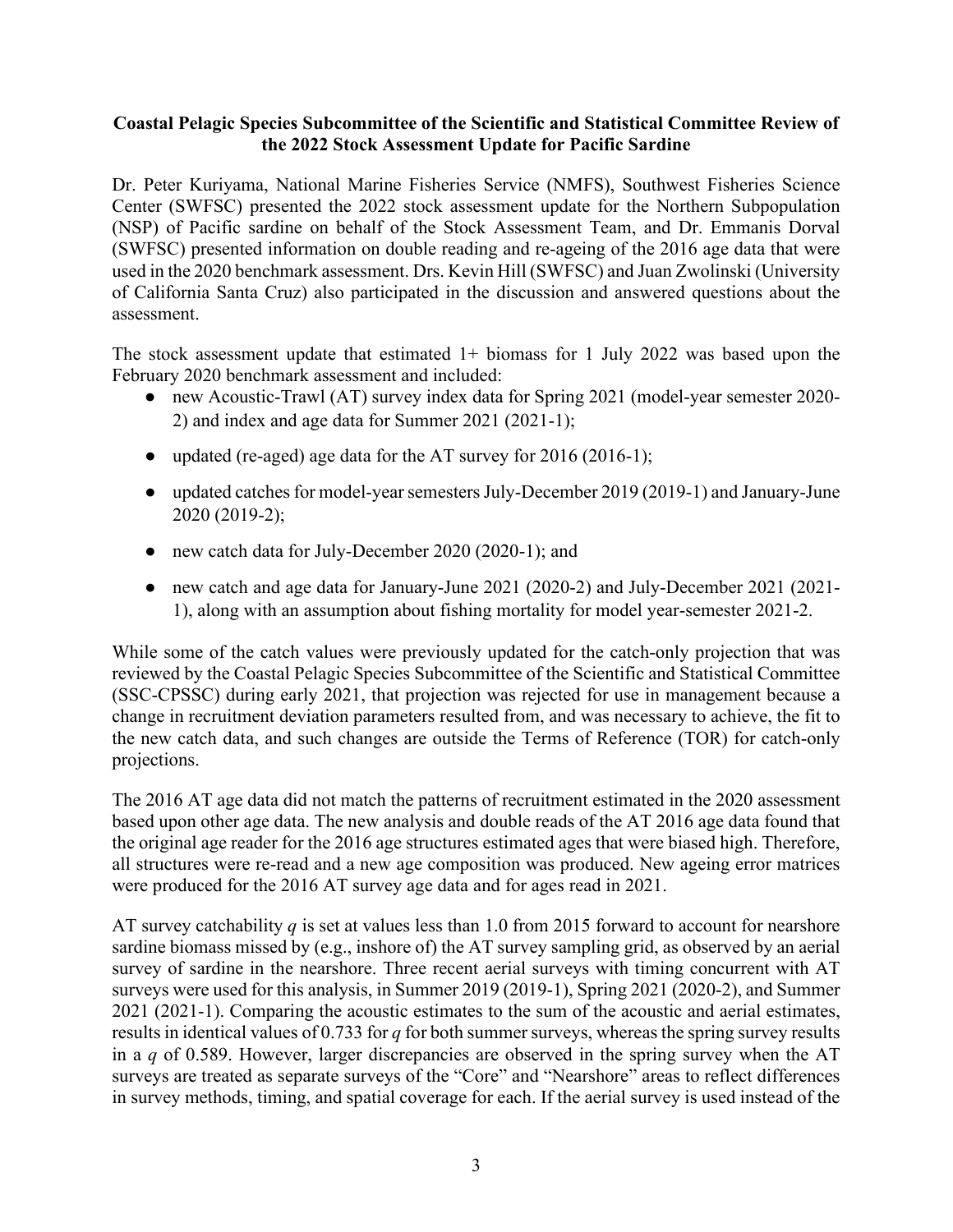**Coastal Pelagic Species Subcommittee of the Scientific and Statistical Committee Review of the 2022 Stock Assessment Update for Pacific Sardine**

Dr. Peter Kuriyama, National Marine Fisheries Service (NMFS), Southwest Fisheries Science Center (SWFSC) presented the 2022 stock assessment update for the Northern Subpopulation (NSP) of Pacific sardine on behalf of the Stock Assessment Team, and Dr. Emmanis Dorval (SWFSC) presented information on double reading and re-ageing of the 2016 age data that were used in the 2020 benchmark assessment. Drs. Kevin Hill (SWFSC) and Juan Zwolinski (University of California Santa Cruz) also participated in the discussion and answered questions about the assessment.

The stock assessment update that estimated 1+ biomass for 1 July 2022 was based upon the February 2020 benchmark assessment and included:

- new Acoustic-Trawl (AT) survey index data for Spring 2021 (model-year semester 2020-2) and index and age data for Summer 2021 (2021-1);
- updated (re-aged) age data for the AT survey for 2016 (2016-1);
- updated catches for model-year semesters July-December 2019 (2019-1) and January-June 2020 (2019-2);
- new catch data for July-December 2020 (2020-1); and
- new catch and age data for January-June 2021 (2020-2) and July-December 2021 (2021-1), along with an assumption about fishing mortality for model year-semester 2021-2.

While some of the catch values were previously updated for the catch-only projection that was reviewed by the Coastal Pelagic Species Subcommittee of the Scientific and Statistical Committee (SSC-CPSSC) during early 2021, that projection was rejected for use in management because a change in recruitment deviation parameters resulted from, and was necessary to achieve, the fit to the new catch data, and such changes are outside the Terms of Reference (TOR) for catch-only projections.

The 2016 AT age data did not match the patterns of recruitment estimated in the 2020 assessment based upon other age data. The new analysis and double reads of the AT 2016 age data found that the original age reader for the 2016 age structures estimated ages that were biased high. Therefore, all structures were re-read and a new age composition was produced. New ageing error matrices were produced for the 2016 AT survey age data and for ages read in 2021.

AT survey catchability $q$ is set at values less than 1.0 from 2015 forward to account for nearshore sardine biomass missed by (e.g., inshore of) the AT survey sampling grid, as observed by an aerial survey of sardine in the nearshore. Three recent aerial surveys with timing concurrent with AT surveys were used for this analysis, in Summer 2019 (2019-1), Spring 2021 (2020-2), and Summer 2021 (2021-1). Comparing the acoustic estimates to the sum of the acoustic and aerial estimates, results in identical values of 0.733 for $q$ for both summer surveys, whereas the spring survey results in a $q$ of 0.589. However, larger discrepancies are observed in the spring survey when the AT surveys are treated as separate surveys of the "Core" and "Nearshore" areas to reflect differences in survey methods, timing, and spatial coverage for each. If the aerial survey is used instead of the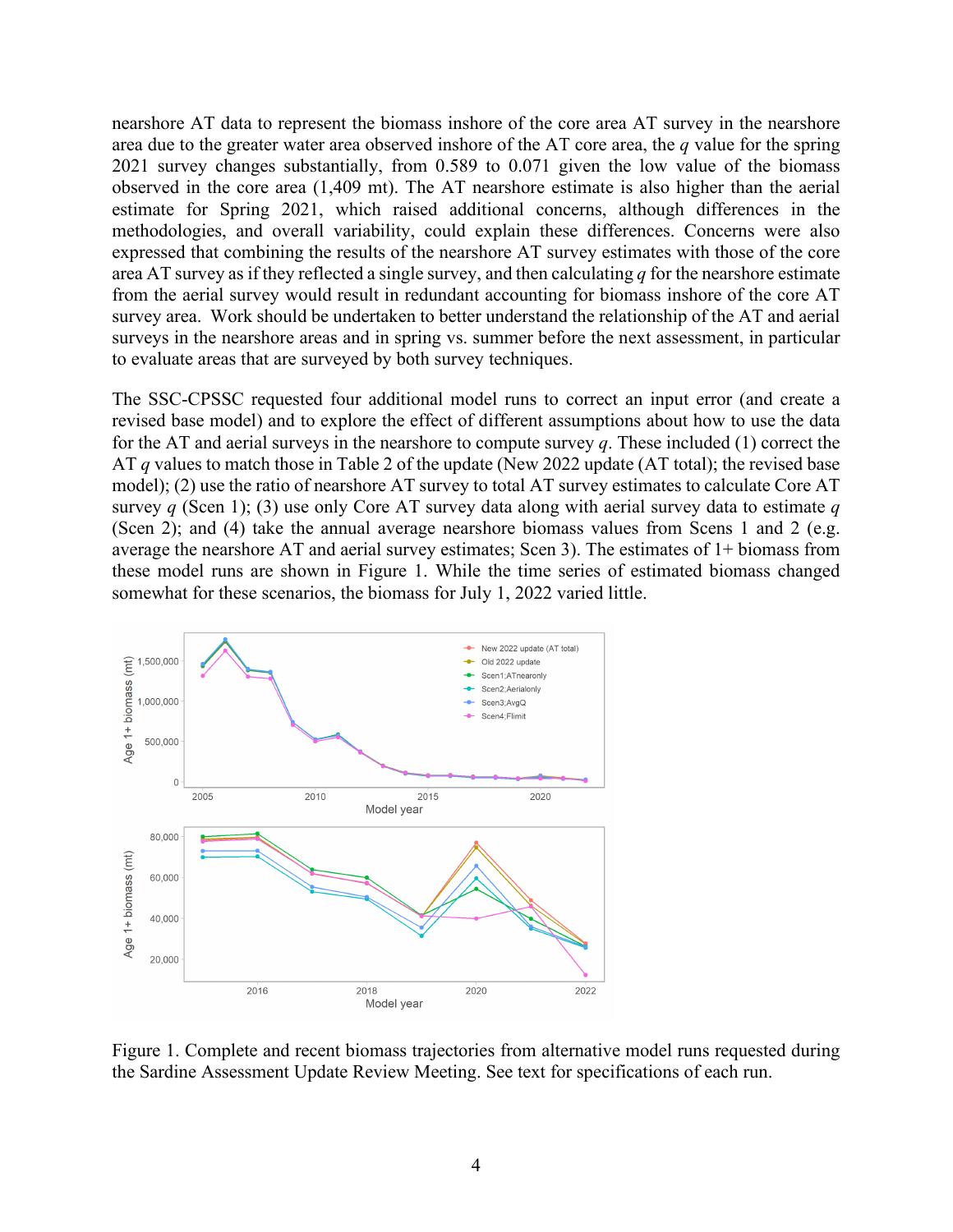nearshore AT data to represent the biomass inshore of the core area AT survey in the nearshore area due to the greater water area observed inshore of the AT core area, the $q$ value for the spring 2021 survey changes substantially, from 0.589 to 0.071 given the low value of the biomass observed in the core area (1,409 mt). The AT nearshore estimate is also higher than the aerial estimate for Spring 2021, which raised additional concerns, although differences in the methodologies, and overall variability, could explain these differences. Concerns were also expressed that combining the results of the nearshore AT survey estimates with those of the core area AT survey as if they reflected a single survey, and then calculating $q$ for the nearshore estimate from the aerial survey would result in redundant accounting for biomass inshore of the core AT survey area. Work should be undertaken to better understand the relationship of the AT and aerial surveys in the nearshore areas and in spring vs. summer before the next assessment, in particular to evaluate areas that are surveyed by both survey techniques.

The SSC-CPSSC requested four additional model runs to correct an input error (and create a revised base model) and to explore the effect of different assumptions about how to use the data for the AT and aerial surveys in the nearshore to compute survey $q$. These included (1) correct the AT $q$ values to match those in Table 2 of the update (New 2022 update (AT total); the revised base model); (2) use the ratio of nearshore AT survey to total AT survey estimates to calculate Core AT survey $q$ (Scen 1); (3) use only Core AT survey data along with aerial survey data to estimate $q$ (Scen 2); and (4) take the annual average nearshore biomass values from Scens 1 and 2 (e.g. average the nearshore AT and aerial survey estimates; Scen 3). The estimates of 1+ biomass from these model runs are shown in Figure 1. While the time series of estimated biomass changed somewhat for these scenarios, the biomass for July 1, 2022 varied little.

Figure 1. Complete and recent biomass trajectories from alternative model runs requested during the Sardine Assessment Update Review Meeting. See text for specifications of each run.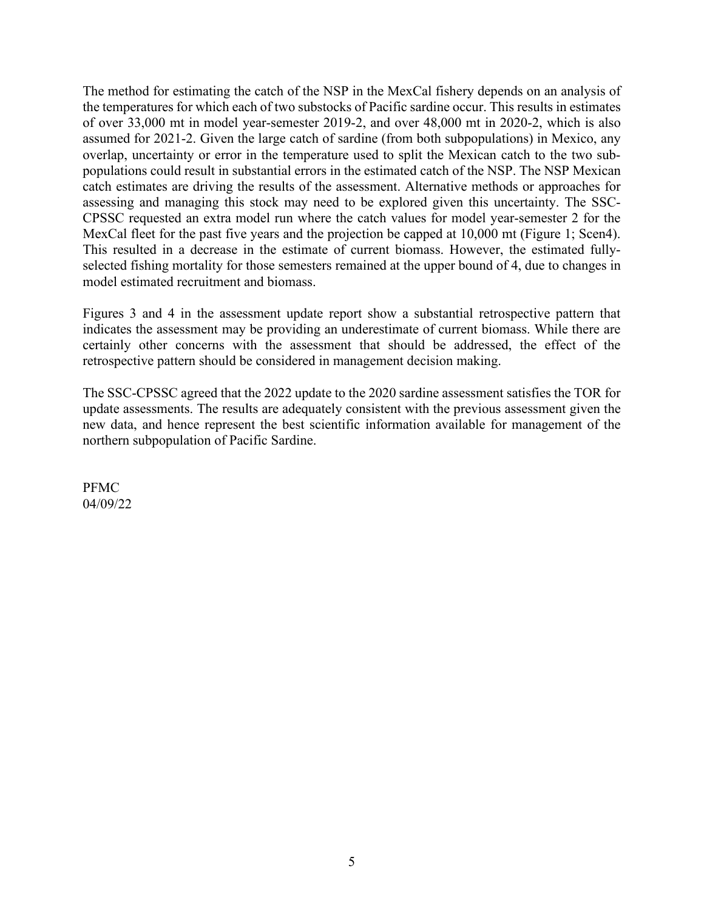The method for estimating the catch of the NSP in the MexCal fishery depends on an analysis of the temperatures for which each of two substocks of Pacific sardine occur. This results in estimates of over 33,000 mt in model year-semester 2019-2, and over 48,000 mt in 2020-2, which is also assumed for 2021-2. Given the large catch of sardine (from both subpopulations) in Mexico, any overlap, uncertainty or error in the temperature used to split the Mexican catch to the two sub-populations could result in substantial errors in the estimated catch of the NSP. The NSP Mexican catch estimates are driving the results of the assessment. Alternative methods or approaches for assessing and managing this stock may need to be explored given this uncertainty. The SSC-CPSSC requested an extra model run where the catch values for model year-semester 2 for the MexCal fleet for the past five years and the projection be capped at 10,000 mt (Figure 1; Scen4). This resulted in a decrease in the estimate of current biomass. However, the estimated fully-selected fishing mortality for those semesters remained at the upper bound of 4, due to changes in model estimated recruitment and biomass.

Figures 3 and 4 in the assessment update report show a substantial retrospective pattern that indicates the assessment may be providing an underestimate of current biomass. While there are certainly other concerns with the assessment that should be addressed, the effect of the retrospective pattern should be considered in management decision making.

The SSC-CPSSC agreed that the 2022 update to the 2020 sardine assessment satisfies the TOR for update assessments. The results are adequately consistent with the previous assessment given the new data, and hence represent the best scientific information available for management of the northern subpopulation of Pacific Sardine.

PFMC
04/09/22